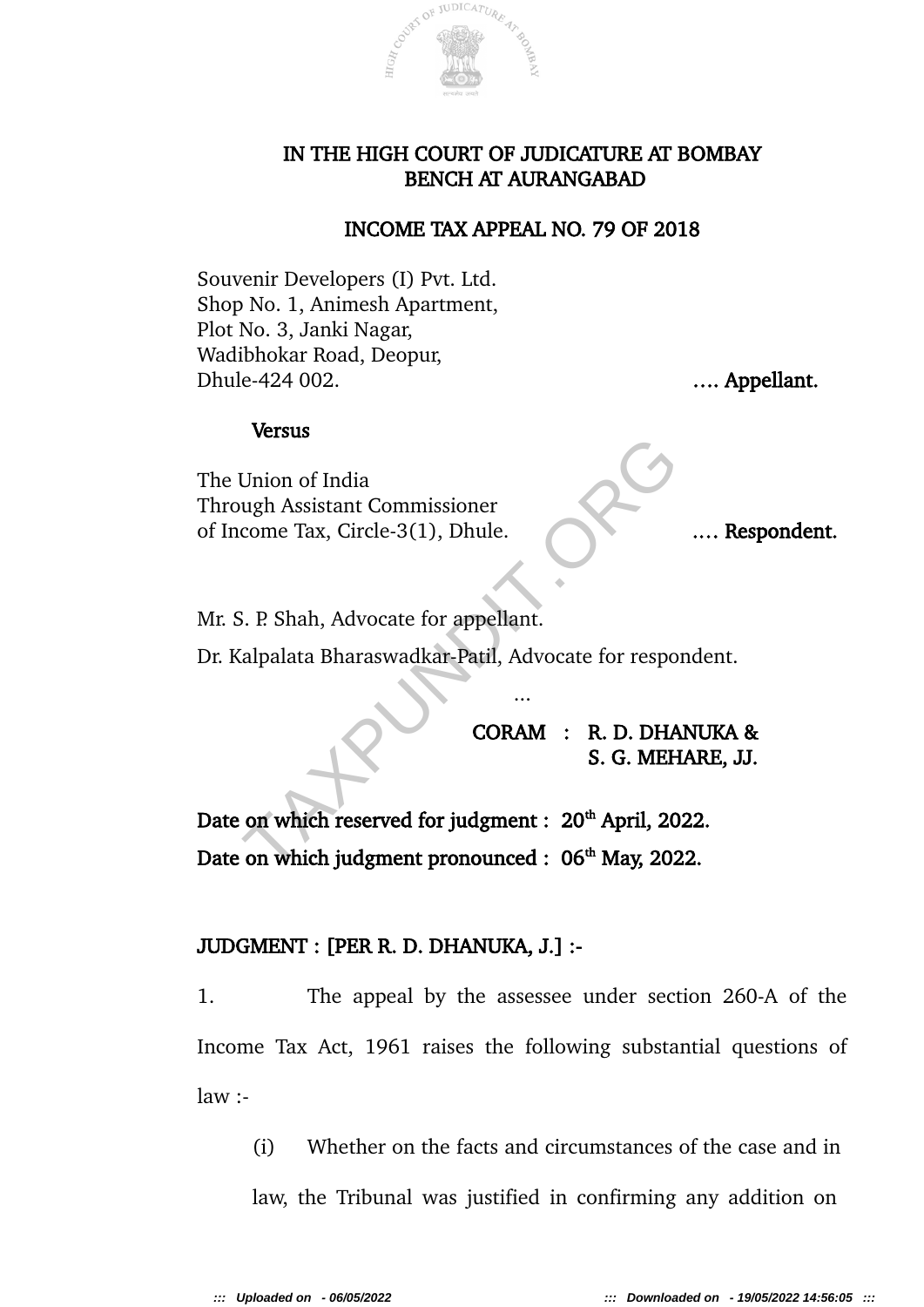# IN THE HIGH COURT OF JUDICATURE AT BOMBAY
## BENCH AT AURANGABAD

## INCOME TAX APPEAL NO. 79 OF 2018

Souvenir Developers (I) Pvt. Ltd.
Shop No. 1, Animesh Apartment,
Plot No. 3, Janki Nagar,
Wadibhokar Road, Deopur,
Dhule-424 002. …. **Appellant.**

**Versus**

The Union of India
Through Assistant Commissioner
of Income Tax, Circle-3(1), Dhule. …. **Respondent.**

Mr. S. P. Shah, Advocate for appellant.

Dr. Kalpalata Bharaswadkar-Patil, Advocate for respondent.

…

**CORAM : R. D. DHANUKA &**
**S. G. MEHARE, JJ.**

**Date on which reserved for judgment : 20th April, 2022.**

**Date on which judgment pronounced : 06th May, 2022.**

**JUDGMENT : [PER R. D. DHANUKA, J.] :-**

1. The appeal by the assessee under section 260-A of the Income Tax Act, 1961 raises the following substantial questions of law :-

(i) Whether on the facts and circumstances of the case and in law, the Tribunal was justified in confirming any addition on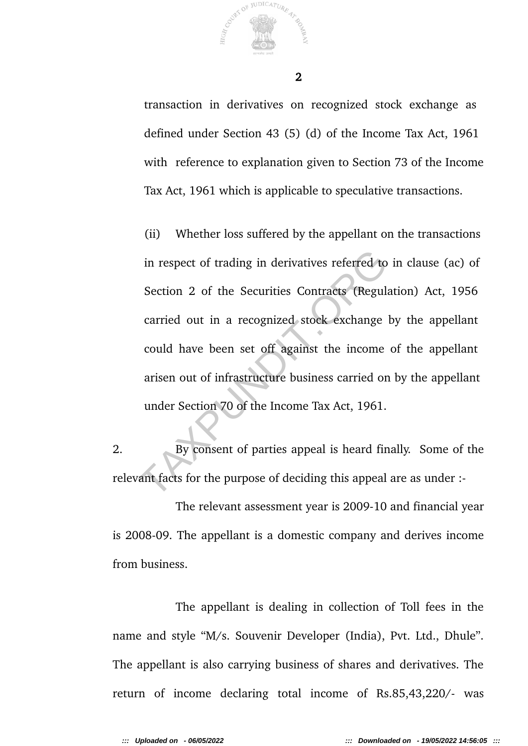transaction in derivatives on recognized stock exchange as defined under Section 43 (5) (d) of the Income Tax Act, 1961 with reference to explanation given to Section 73 of the Income Tax Act, 1961 which is applicable to speculative transactions.

(ii) Whether loss suffered by the appellant on the transactions in respect of trading in derivatives referred to in clause (ac) of Section 2 of the Securities Contracts (Regulation) Act, 1956 carried out in a recognized stock exchange by the appellant could have been set off against the income of the appellant arisen out of infrastructure business carried on by the appellant under Section 70 of the Income Tax Act, 1961.

2. By consent of parties appeal is heard finally. Some of the relevant facts for the purpose of deciding this appeal are as under :-

The relevant assessment year is 2009-10 and financial year is 2008-09. The appellant is a domestic company and derives income from business.

The appellant is dealing in collection of Toll fees in the name and style "M/s. Souvenir Developer (India), Pvt. Ltd., Dhule". The appellant is also carrying business of shares and derivatives. The return of income declaring total income of Rs.85,43,220/- was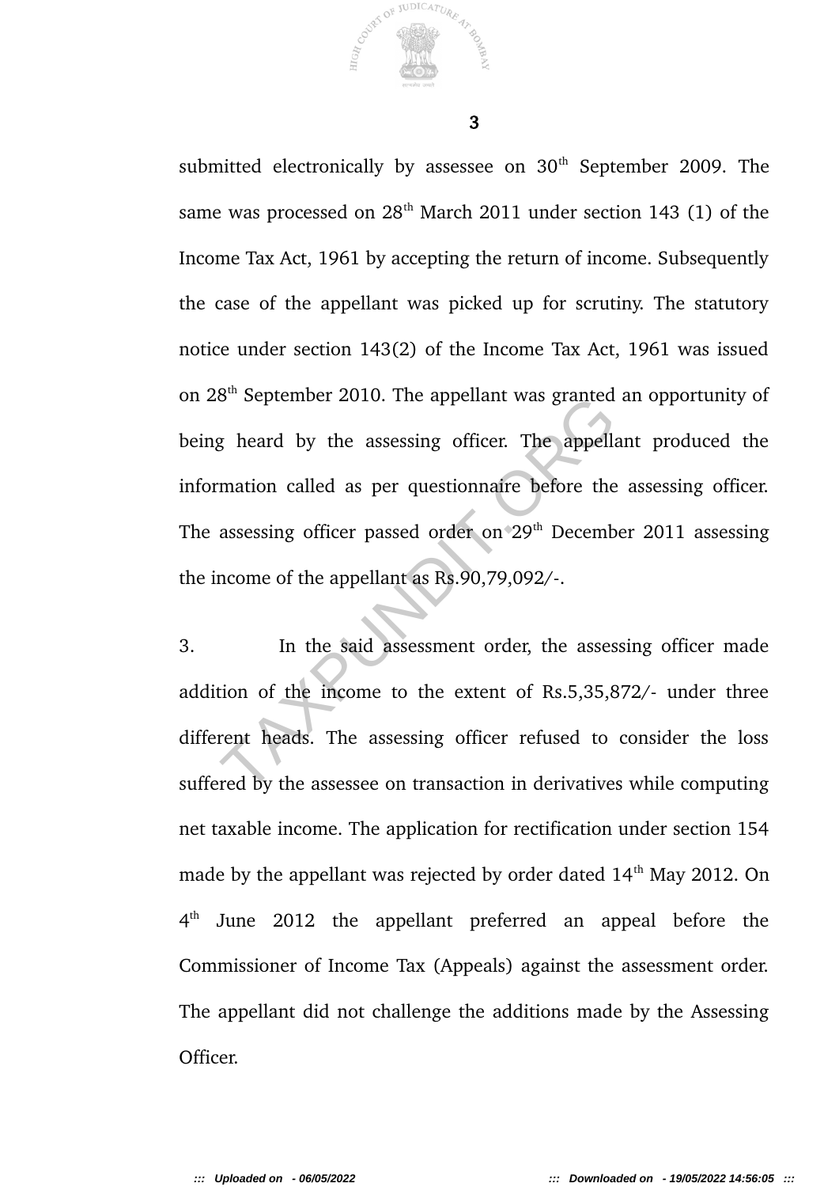submitted electronically by assessee on 30th September 2009. The same was processed on 28th March 2011 under section 143 (1) of the Income Tax Act, 1961 by accepting the return of income. Subsequently the case of the appellant was picked up for scrutiny. The statutory notice under section 143(2) of the Income Tax Act, 1961 was issued on 28th September 2010. The appellant was granted an opportunity of being heard by the assessing officer. The appellant produced the information called as per questionnaire before the assessing officer. The assessing officer passed order on 29th December 2011 assessing the income of the appellant as Rs.90,79,092/-.

3. In the said assessment order, the assessing officer made addition of the income to the extent of Rs.5,35,872/- under three different heads. The assessing officer refused to consider the loss suffered by the assessee on transaction in derivatives while computing net taxable income. The application for rectification under section 154 made by the appellant was rejected by order dated 14th May 2012. On 4th June 2012 the appellant preferred an appeal before the Commissioner of Income Tax (Appeals) against the assessment order. The appellant did not challenge the additions made by the Assessing Officer.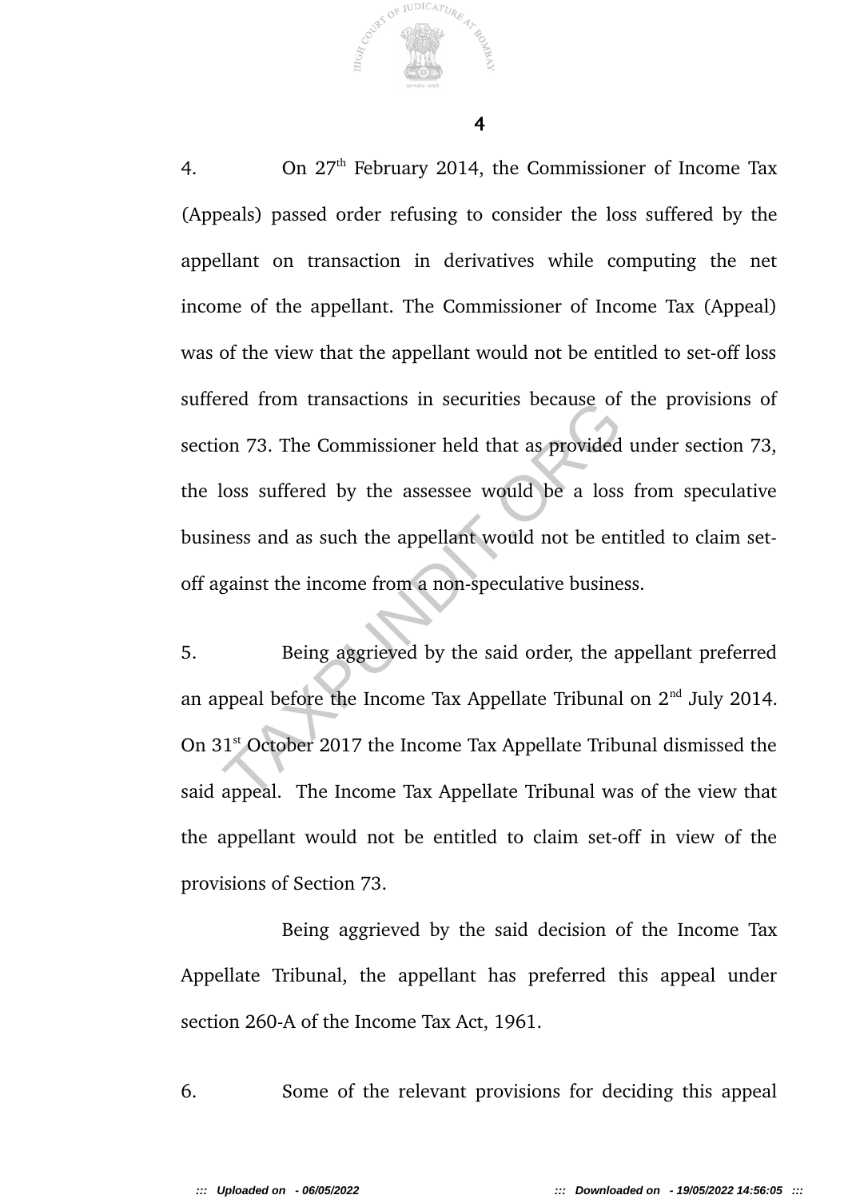4. On 27th February 2014, the Commissioner of Income Tax (Appeals) passed order refusing to consider the loss suffered by the appellant on transaction in derivatives while computing the net income of the appellant. The Commissioner of Income Tax (Appeal) was of the view that the appellant would not be entitled to set-off loss suffered from transactions in securities because of the provisions of section 73. The Commissioner held that as provided under section 73, the loss suffered by the assessee would be a loss from speculative business and as such the appellant would not be entitled to claim set-off against the income from a non-speculative business.

5. Being aggrieved by the said order, the appellant preferred an appeal before the Income Tax Appellate Tribunal on 2nd July 2014. On 31st October 2017 the Income Tax Appellate Tribunal dismissed the said appeal. The Income Tax Appellate Tribunal was of the view that the appellant would not be entitled to claim set-off in view of the provisions of Section 73.

Being aggrieved by the said decision of the Income Tax Appellate Tribunal, the appellant has preferred this appeal under section 260-A of the Income Tax Act, 1961.

6. Some of the relevant provisions for deciding this appeal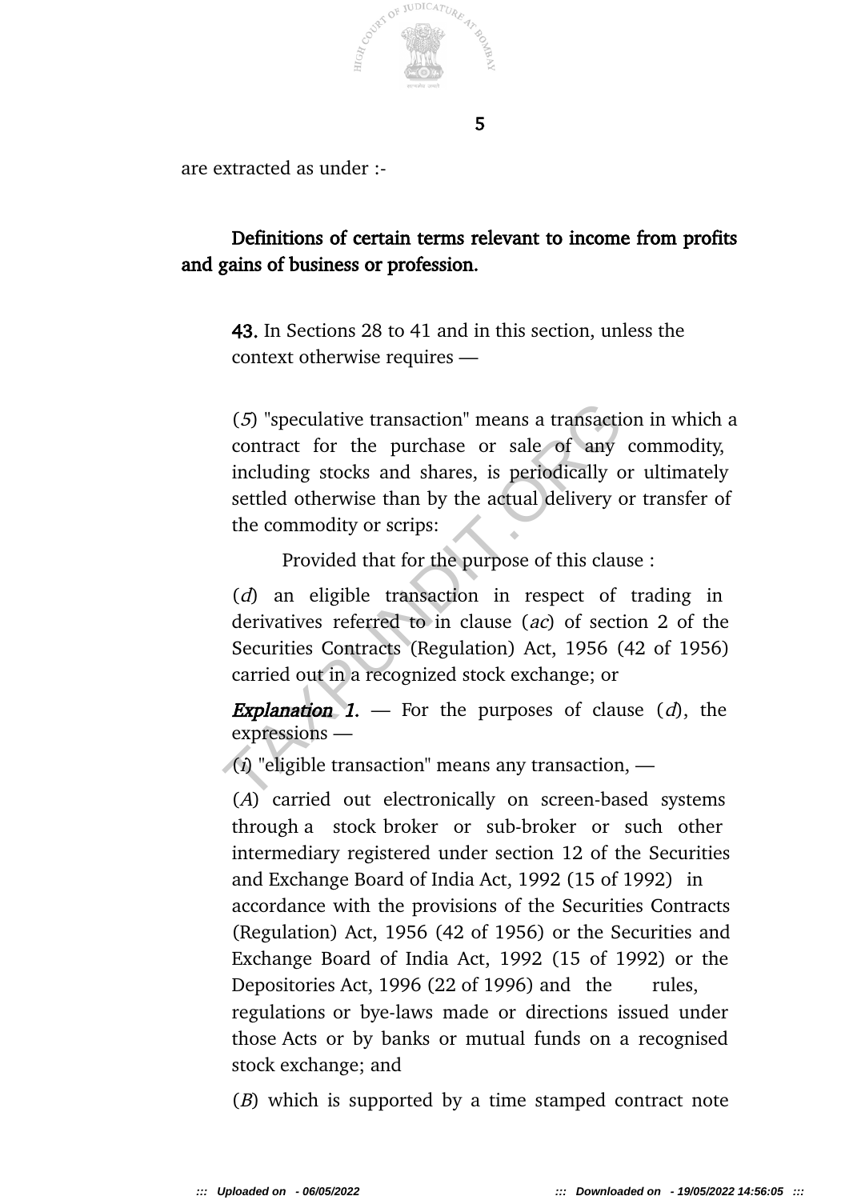are extracted as under :-

**Definitions of certain terms relevant to income from profits and gains of business or profession.**

> **43.** In Sections 28 to 41 and in this section, unless the context otherwise requires —
>
> (*5*) "speculative transaction" means a transaction in which a contract for the purchase or sale of any commodity, including stocks and shares, is periodically or ultimately settled otherwise than by the actual delivery or transfer of the commodity or scrips:
>
> Provided that for the purpose of this clause :
>
> (*d*) an eligible transaction in respect of trading in derivatives referred to in clause (*ac*) of section 2 of the Securities Contracts (Regulation) Act, 1956 (42 of 1956) carried out in a recognized stock exchange; or
>
> ***Explanation 1.*** — For the purposes of clause (*d*), the expressions —
>
> (*i*) "eligible transaction" means any transaction, —
>
> (*A*) carried out electronically on screen-based systems through a stock broker or sub-broker or such other intermediary registered under section 12 of the Securities and Exchange Board of India Act, 1992 (15 of 1992) in accordance with the provisions of the Securities Contracts (Regulation) Act, 1956 (42 of 1956) or the Securities and Exchange Board of India Act, 1992 (15 of 1992) or the Depositories Act, 1996 (22 of 1996) and the rules, regulations or bye-laws made or directions issued under those Acts or by banks or mutual funds on a recognised stock exchange; and
>
> (*B*) which is supported by a time stamped contract note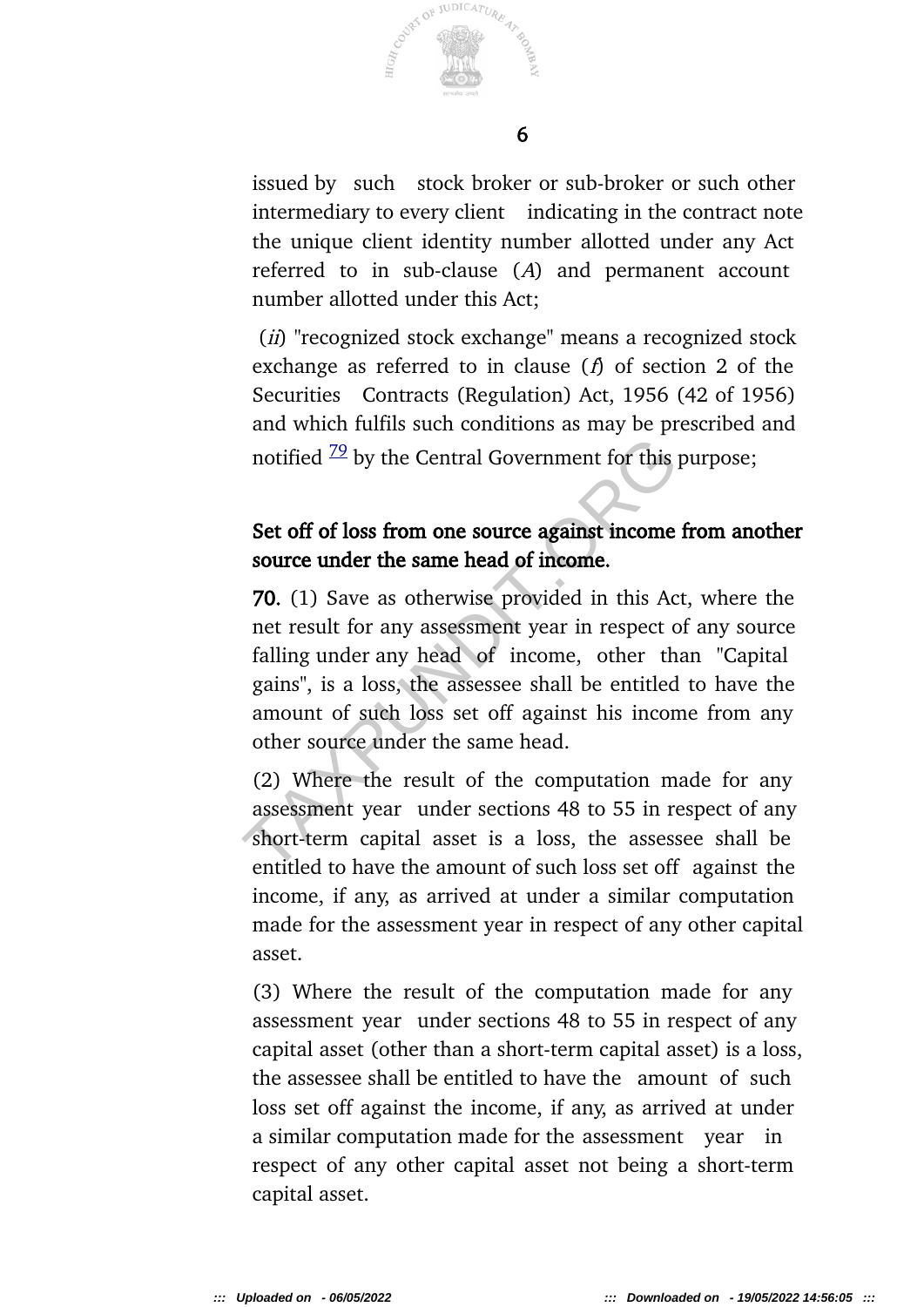issued by such stock broker or sub-broker or such other intermediary to every client indicating in the contract note the unique client identity number allotted under any Act referred to in sub-clause (*A*) and permanent account number allotted under this Act;

(*ii*) "recognized stock exchange" means a recognized stock exchange as referred to in clause (*f*) of section 2 of the Securities Contracts (Regulation) Act, 1956 (42 of 1956) and which fulfils such conditions as may be prescribed and notified [79] by the Central Government for this purpose;

**Set off of loss from one source against income from another source under the same head of income.**

**70.** (1) Save as otherwise provided in this Act, where the net result for any assessment year in respect of any source falling under any head of income, other than "Capital gains", is a loss, the assessee shall be entitled to have the amount of such loss set off against his income from any other source under the same head.

(2) Where the result of the computation made for any assessment year under sections 48 to 55 in respect of any short-term capital asset is a loss, the assessee shall be entitled to have the amount of such loss set off against the income, if any, as arrived at under a similar computation made for the assessment year in respect of any other capital asset.

(3) Where the result of the computation made for any assessment year under sections 48 to 55 in respect of any capital asset (other than a short-term capital asset) is a loss, the assessee shall be entitled to have the amount of such loss set off against the income, if any, as arrived at under a similar computation made for the assessment year in respect of any other capital asset not being a short-term capital asset.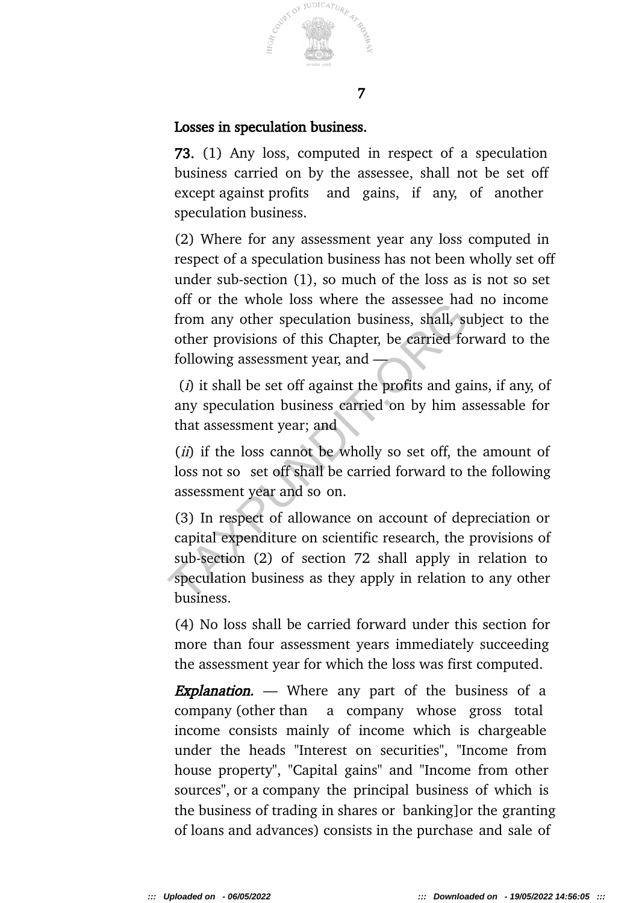**Losses in speculation business.**

**73.** (1) Any loss, computed in respect of a speculation business carried on by the assessee, shall not be set off except against profits and gains, if any, of another speculation business.

(2) Where for any assessment year any loss computed in respect of a speculation business has not been wholly set off under sub-section (1), so much of the loss as is not so set off or the whole loss where the assessee had no income from any other speculation business, shall, subject to the other provisions of this Chapter, be carried forward to the following assessment year, and —

(*i*) it shall be set off against the profits and gains, if any, of any speculation business carried on by him assessable for that assessment year; and

(*ii*) if the loss cannot be wholly so set off, the amount of loss not so set off shall be carried forward to the following assessment year and so on.

(3) In respect of allowance on account of depreciation or capital expenditure on scientific research, the provisions of sub-section (2) of section 72 shall apply in relation to speculation business as they apply in relation to any other business.

(4) No loss shall be carried forward under this section for more than four assessment years immediately succeeding the assessment year for which the loss was first computed.

***Explanation.*** — Where any part of the business of a company (other than a company whose gross total income consists mainly of income which is chargeable under the heads "Interest on securities", "Income from house property", "Capital gains" and "Income from other sources", or a company the principal business of which is the business of trading in shares or banking]or the granting of loans and advances) consists in the purchase and sale of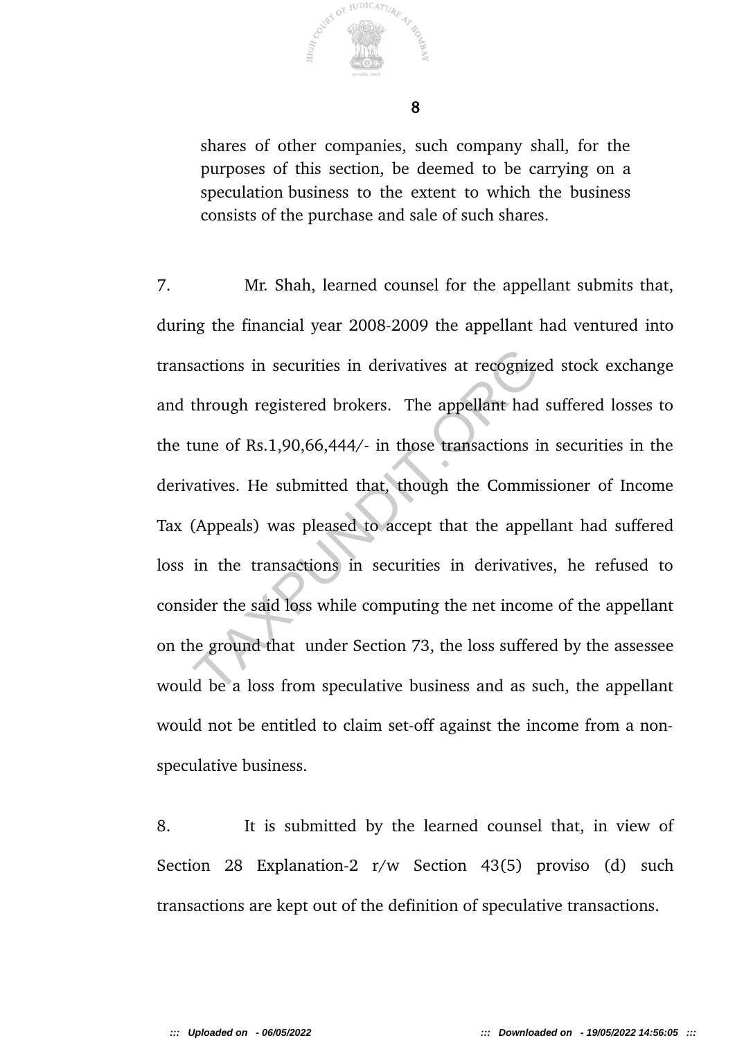shares of other companies, such company shall, for the purposes of this section, be deemed to be carrying on a speculation business to the extent to which the business consists of the purchase and sale of such shares.

7. Mr. Shah, learned counsel for the appellant submits that, during the financial year 2008-2009 the appellant had ventured into transactions in securities in derivatives at recognized stock exchange and through registered brokers. The appellant had suffered losses to the tune of Rs.1,90,66,444/- in those transactions in securities in the derivatives. He submitted that, though the Commissioner of Income Tax (Appeals) was pleased to accept that the appellant had suffered loss in the transactions in securities in derivatives, he refused to consider the said loss while computing the net income of the appellant on the ground that under Section 73, the loss suffered by the assessee would be a loss from speculative business and as such, the appellant would not be entitled to claim set-off against the income from a non-speculative business.

8. It is submitted by the learned counsel that, in view of Section 28 Explanation-2 r/w Section 43(5) proviso (d) such transactions are kept out of the definition of speculative transactions.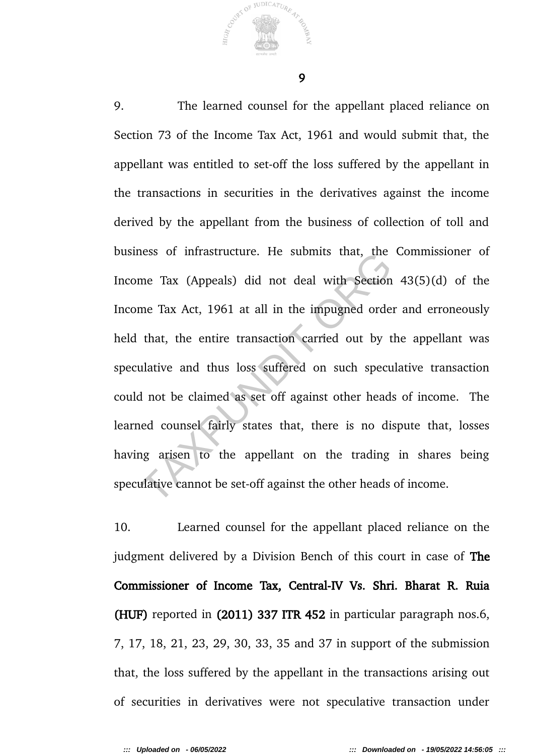9. The learned counsel for the appellant placed reliance on Section 73 of the Income Tax Act, 1961 and would submit that, the appellant was entitled to set-off the loss suffered by the appellant in the transactions in securities in the derivatives against the income derived by the appellant from the business of collection of toll and business of infrastructure. He submits that, the Commissioner of Income Tax (Appeals) did not deal with Section 43(5)(d) of the Income Tax Act, 1961 at all in the impugned order and erroneously held that, the entire transaction carried out by the appellant was speculative and thus loss suffered on such speculative transaction could not be claimed as set off against other heads of income. The learned counsel fairly states that, there is no dispute that, losses having arisen to the appellant on the trading in shares being speculative cannot be set-off against the other heads of income.

10. Learned counsel for the appellant placed reliance on the judgment delivered by a Division Bench of this court in case of **The Commissioner of Income Tax, Central-IV Vs. Shri. Bharat R. Ruia (HUF)** reported in **(2011) 337 ITR 452** in particular paragraph nos.6, 7, 17, 18, 21, 23, 29, 30, 33, 35 and 37 in support of the submission that, the loss suffered by the appellant in the transactions arising out of securities in derivatives were not speculative transaction under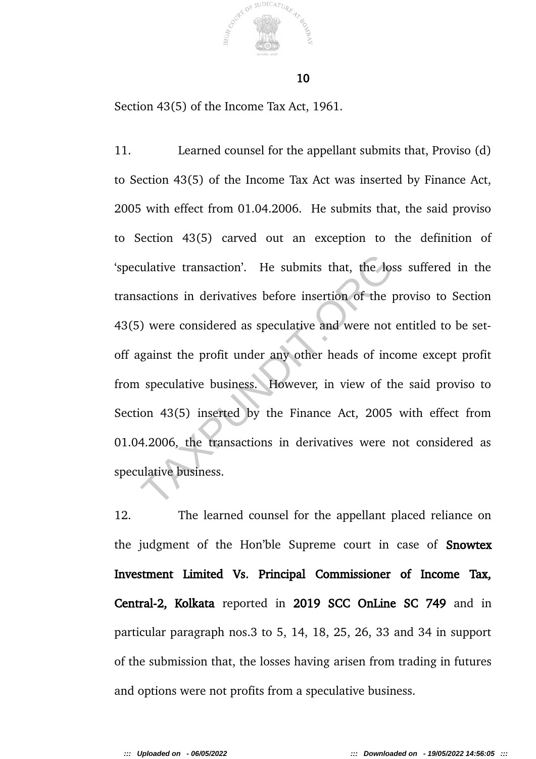Section 43(5) of the Income Tax Act, 1961.

11. Learned counsel for the appellant submits that, Proviso (d) to Section 43(5) of the Income Tax Act was inserted by Finance Act, 2005 with effect from 01.04.2006. He submits that, the said proviso to Section 43(5) carved out an exception to the definition of 'speculative transaction'. He submits that, the loss suffered in the transactions in derivatives before insertion of the proviso to Section 43(5) were considered as speculative and were not entitled to be set-off against the profit under any other heads of income except profit from speculative business. However, in view of the said proviso to Section 43(5) inserted by the Finance Act, 2005 with effect from 01.04.2006, the transactions in derivatives were not considered as speculative business.

12. The learned counsel for the appellant placed reliance on the judgment of the Hon'ble Supreme court in case of **Snowtex Investment Limited Vs. Principal Commissioner of Income Tax, Central-2, Kolkata** reported in **2019 SCC OnLine SC 749** and in particular paragraph nos.3 to 5, 14, 18, 25, 26, 33 and 34 in support of the submission that, the losses having arisen from trading in futures and options were not profits from a speculative business.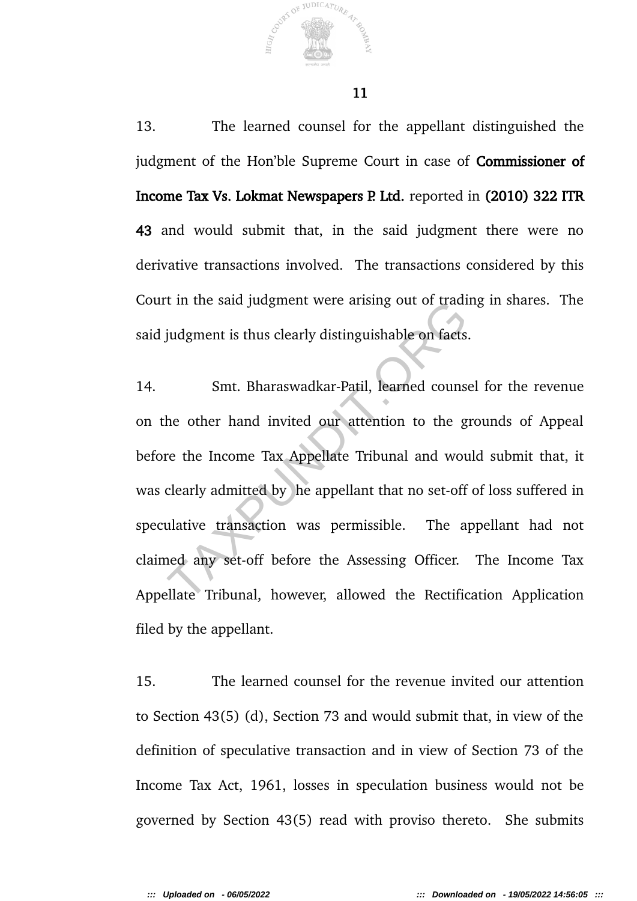13. The learned counsel for the appellant distinguished the judgment of the Hon'ble Supreme Court in case of **Commissioner of Income Tax Vs. Lokmat Newspapers P. Ltd.** reported in **(2010) 322 ITR 43** and would submit that, in the said judgment there were no derivative transactions involved. The transactions considered by this Court in the said judgment were arising out of trading in shares. The said judgment is thus clearly distinguishable on facts.

14. Smt. Bharaswadkar-Patil, learned counsel for the revenue on the other hand invited our attention to the grounds of Appeal before the Income Tax Appellate Tribunal and would submit that, it was clearly admitted by he appellant that no set-off of loss suffered in speculative transaction was permissible. The appellant had not claimed any set-off before the Assessing Officer. The Income Tax Appellate Tribunal, however, allowed the Rectification Application filed by the appellant.

15. The learned counsel for the revenue invited our attention to Section 43(5) (d), Section 73 and would submit that, in view of the definition of speculative transaction and in view of Section 73 of the Income Tax Act, 1961, losses in speculation business would not be governed by Section 43(5) read with proviso thereto. She submits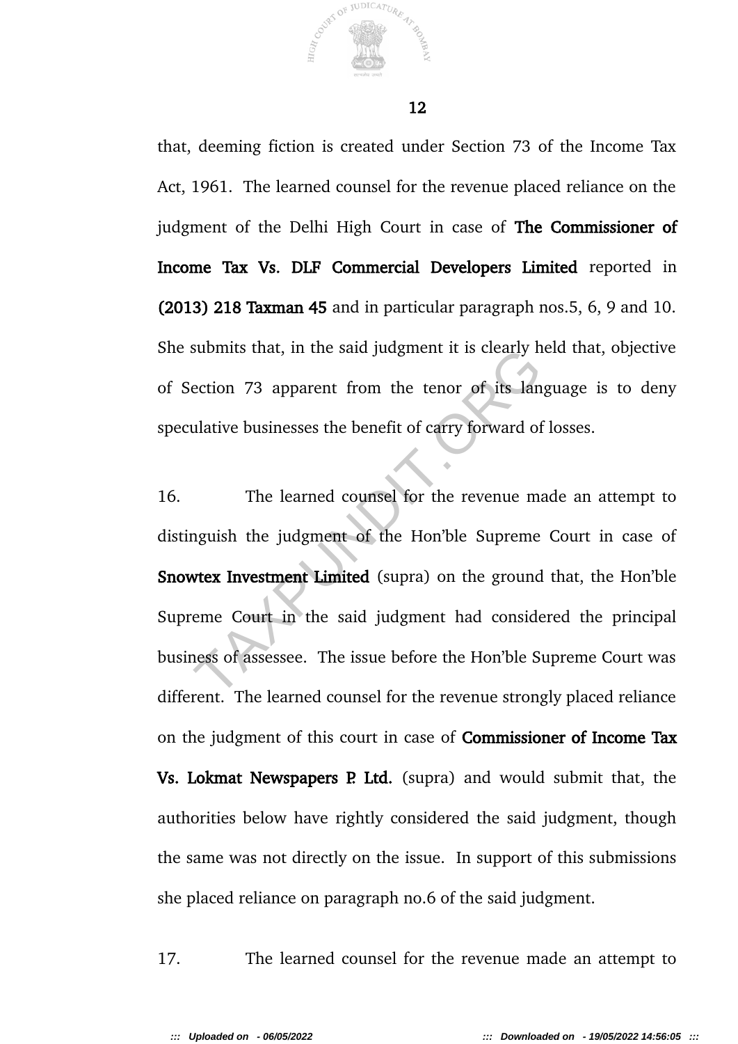that, deeming fiction is created under Section 73 of the Income Tax Act, 1961. The learned counsel for the revenue placed reliance on the judgment of the Delhi High Court in case of **The Commissioner of Income Tax Vs. DLF Commercial Developers Limited** reported in **(2013) 218 Taxman 45** and in particular paragraph nos.5, 6, 9 and 10. She submits that, in the said judgment it is clearly held that, objective of Section 73 apparent from the tenor of its language is to deny speculative businesses the benefit of carry forward of losses.

16. The learned counsel for the revenue made an attempt to distinguish the judgment of the Hon'ble Supreme Court in case of **Snowtex Investment Limited** (supra) on the ground that, the Hon'ble Supreme Court in the said judgment had considered the principal business of assessee. The issue before the Hon'ble Supreme Court was different. The learned counsel for the revenue strongly placed reliance on the judgment of this court in case of **Commissioner of Income Tax Vs. Lokmat Newspapers P. Ltd.** (supra) and would submit that, the authorities below have rightly considered the said judgment, though the same was not directly on the issue. In support of this submissions she placed reliance on paragraph no.6 of the said judgment.

17. The learned counsel for the revenue made an attempt to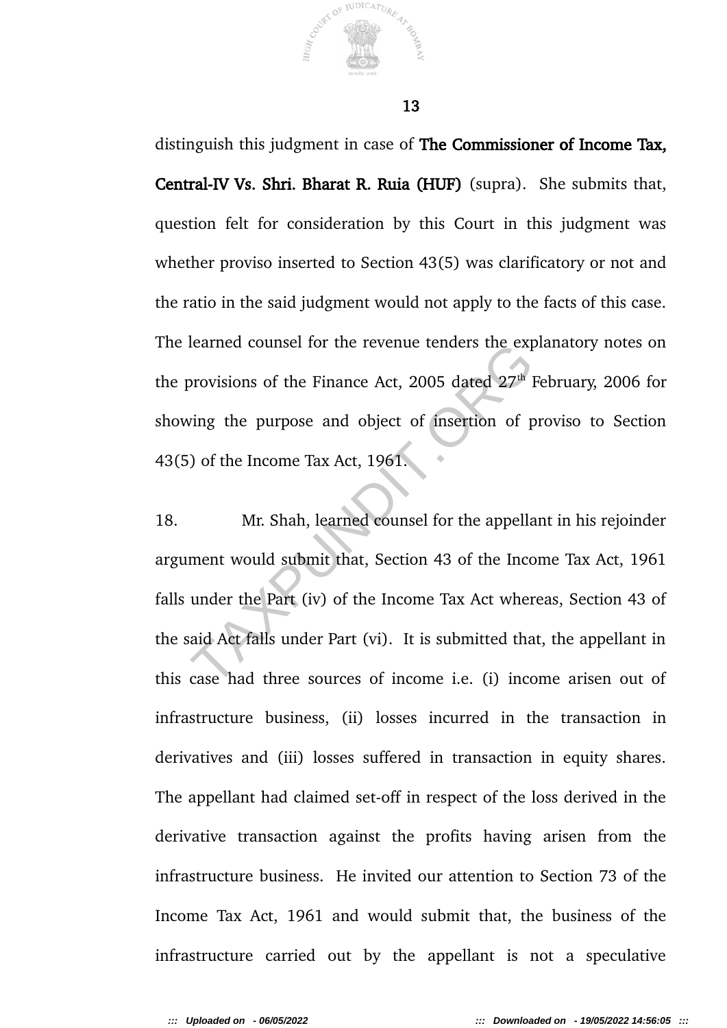distinguish this judgment in case of **The Commissioner of Income Tax, Central-IV Vs. Shri. Bharat R. Ruia (HUF)** (supra). She submits that, question felt for consideration by this Court in this judgment was whether proviso inserted to Section 43(5) was clarificatory or not and the ratio in the said judgment would not apply to the facts of this case. The learned counsel for the revenue tenders the explanatory notes on the provisions of the Finance Act, 2005 dated 27th February, 2006 for showing the purpose and object of insertion of proviso to Section 43(5) of the Income Tax Act, 1961.

18. Mr. Shah, learned counsel for the appellant in his rejoinder argument would submit that, Section 43 of the Income Tax Act, 1961 falls under the Part (iv) of the Income Tax Act whereas, Section 43 of the said Act falls under Part (vi). It is submitted that, the appellant in this case had three sources of income i.e. (i) income arisen out of infrastructure business, (ii) losses incurred in the transaction in derivatives and (iii) losses suffered in transaction in equity shares. The appellant had claimed set-off in respect of the loss derived in the derivative transaction against the profits having arisen from the infrastructure business. He invited our attention to Section 73 of the Income Tax Act, 1961 and would submit that, the business of the infrastructure carried out by the appellant is not a speculative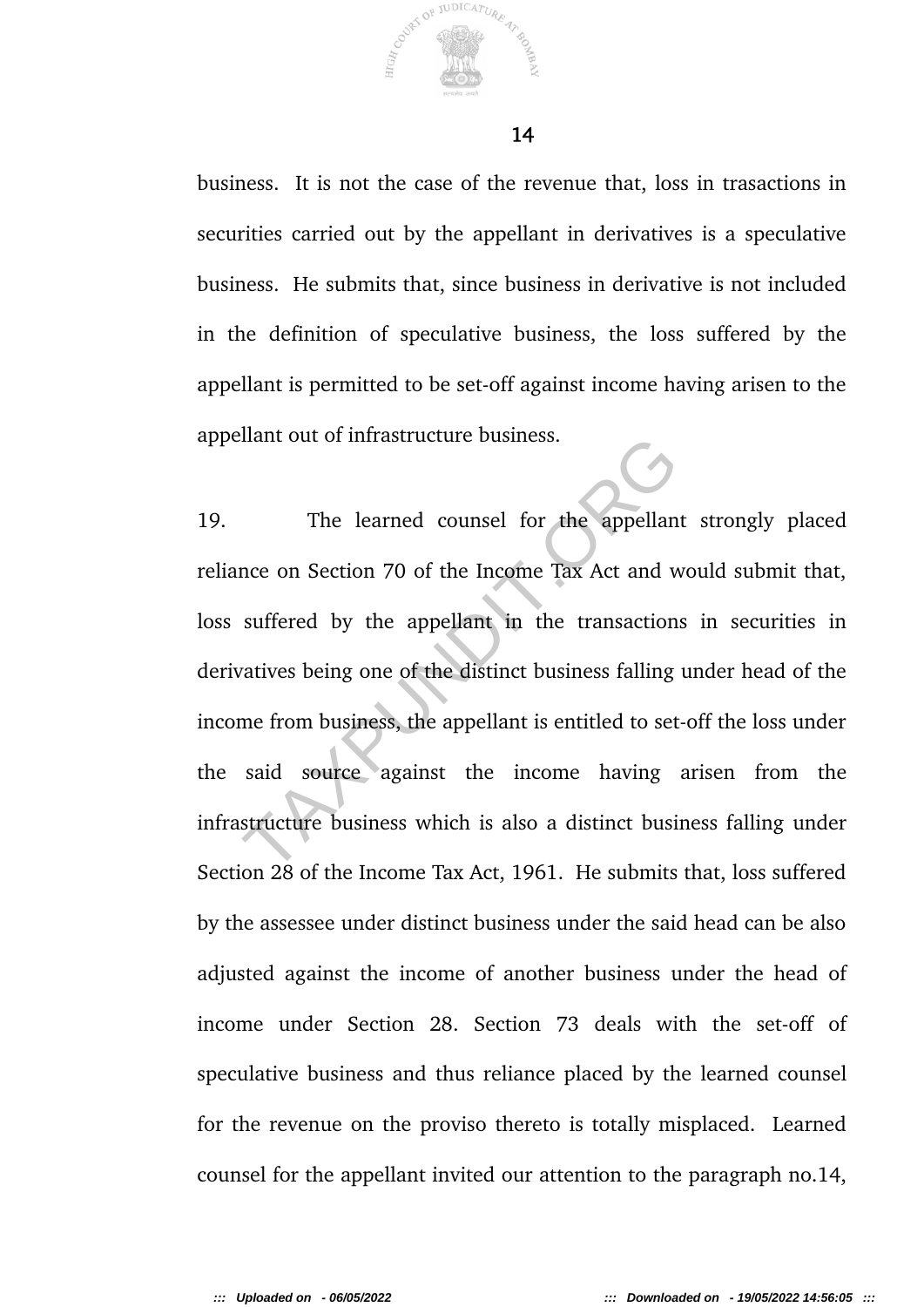business. It is not the case of the revenue that, loss in trasactions in securities carried out by the appellant in derivatives is a speculative business. He submits that, since business in derivative is not included in the definition of speculative business, the loss suffered by the appellant is permitted to be set-off against income having arisen to the appellant out of infrastructure business.

19. The learned counsel for the appellant strongly placed reliance on Section 70 of the Income Tax Act and would submit that, loss suffered by the appellant in the transactions in securities in derivatives being one of the distinct business falling under head of the income from business, the appellant is entitled to set-off the loss under the said source against the income having arisen from the infrastructure business which is also a distinct business falling under Section 28 of the Income Tax Act, 1961. He submits that, loss suffered by the assessee under distinct business under the said head can be also adjusted against the income of another business under the head of income under Section 28. Section 73 deals with the set-off of speculative business and thus reliance placed by the learned counsel for the revenue on the proviso thereto is totally misplaced. Learned counsel for the appellant invited our attention to the paragraph no.14,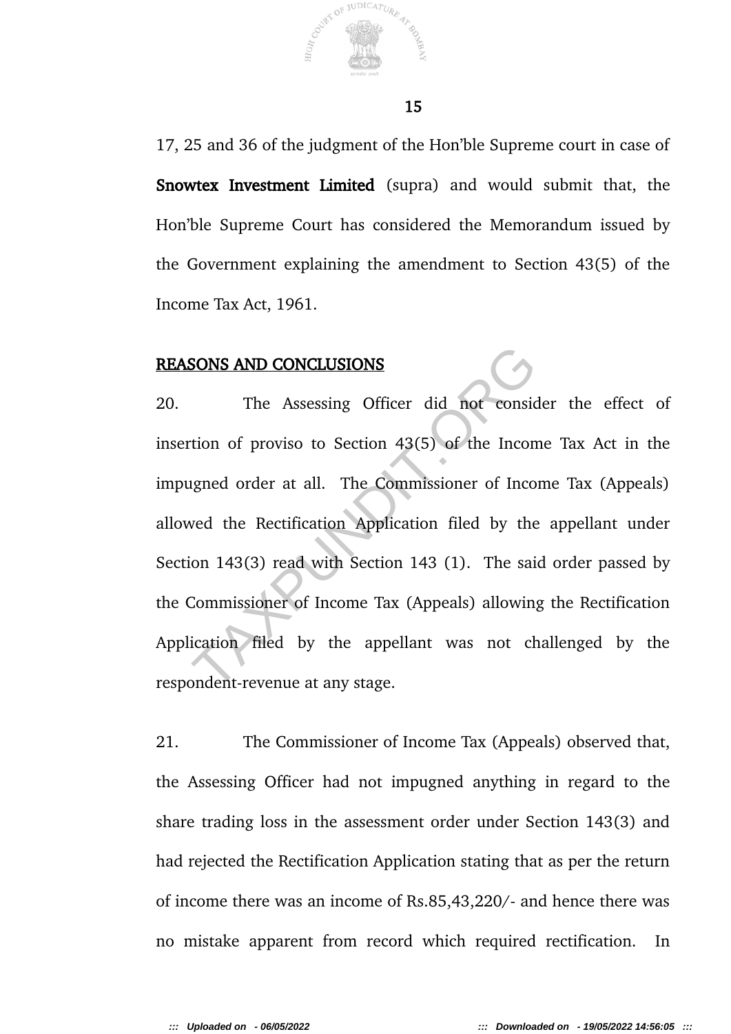17, 25 and 36 of the judgment of the Hon'ble Supreme court in case of **Snowtex Investment Limited** (supra) and would submit that, the Hon'ble Supreme Court has considered the Memorandum issued by the Government explaining the amendment to Section 43(5) of the Income Tax Act, 1961.

**REASONS AND CONCLUSIONS**

20. The Assessing Officer did not consider the effect of insertion of proviso to Section 43(5) of the Income Tax Act in the impugned order at all. The Commissioner of Income Tax (Appeals) allowed the Rectification Application filed by the appellant under Section 143(3) read with Section 143 (1). The said order passed by the Commissioner of Income Tax (Appeals) allowing the Rectification Application filed by the appellant was not challenged by the respondent-revenue at any stage.

21. The Commissioner of Income Tax (Appeals) observed that, the Assessing Officer had not impugned anything in regard to the share trading loss in the assessment order under Section 143(3) and had rejected the Rectification Application stating that as per the return of income there was an income of Rs.85,43,220/- and hence there was no mistake apparent from record which required rectification. In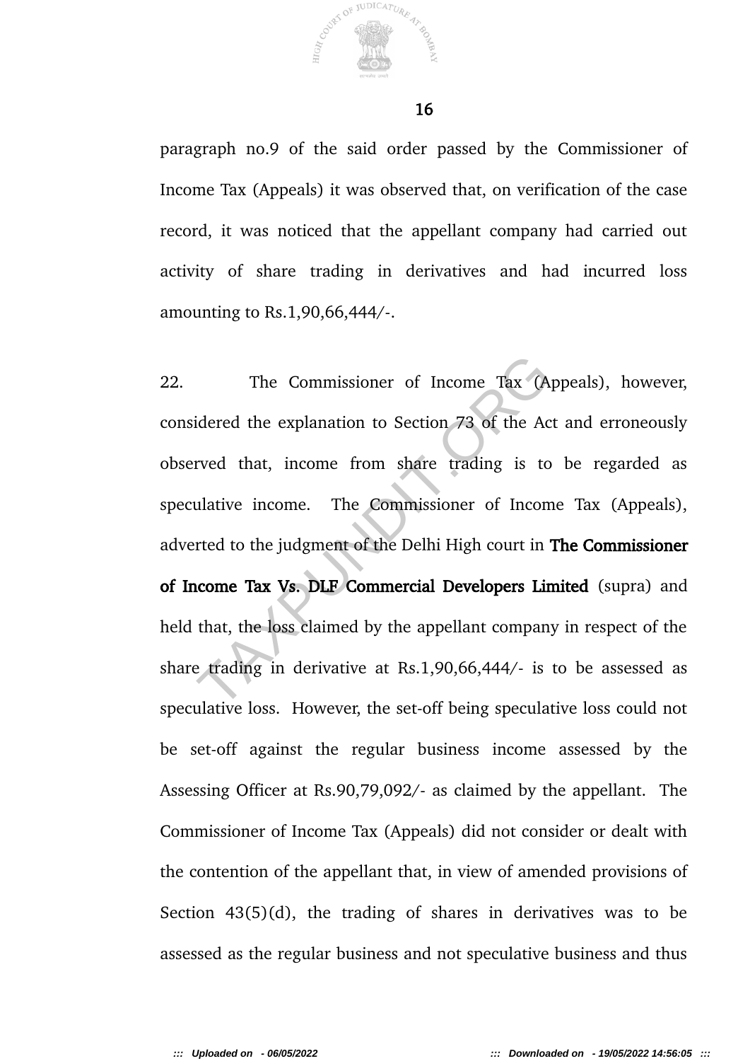paragraph no.9 of the said order passed by the Commissioner of Income Tax (Appeals) it was observed that, on verification of the case record, it was noticed that the appellant company had carried out activity of share trading in derivatives and had incurred loss amounting to Rs.1,90,66,444/-.

22. The Commissioner of Income Tax (Appeals), however, considered the explanation to Section 73 of the Act and erroneously observed that, income from share trading is to be regarded as speculative income. The Commissioner of Income Tax (Appeals), adverted to the judgment of the Delhi High court in **The Commissioner of Income Tax Vs. DLF Commercial Developers Limited** (supra) and held that, the loss claimed by the appellant company in respect of the share trading in derivative at Rs.1,90,66,444/- is to be assessed as speculative loss. However, the set-off being speculative loss could not be set-off against the regular business income assessed by the Assessing Officer at Rs.90,79,092/- as claimed by the appellant. The Commissioner of Income Tax (Appeals) did not consider or dealt with the contention of the appellant that, in view of amended provisions of Section 43(5)(d), the trading of shares in derivatives was to be assessed as the regular business and not speculative business and thus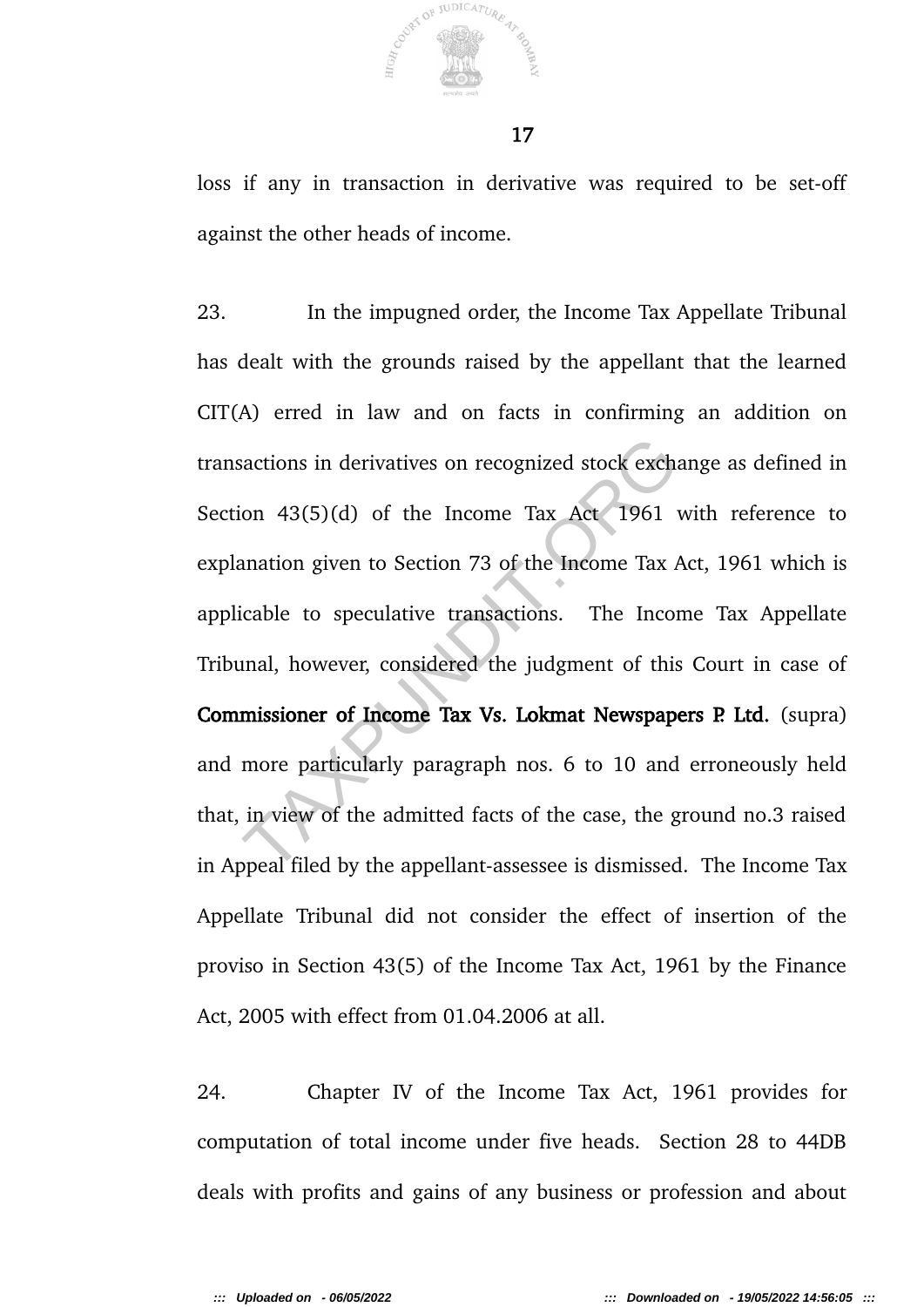loss if any in transaction in derivative was required to be set-off against the other heads of income.

23. In the impugned order, the Income Tax Appellate Tribunal has dealt with the grounds raised by the appellant that the learned CIT(A) erred in law and on facts in confirming an addition on transactions in derivatives on recognized stock exchange as defined in Section 43(5)(d) of the Income Tax Act 1961 with reference to explanation given to Section 73 of the Income Tax Act, 1961 which is applicable to speculative transactions. The Income Tax Appellate Tribunal, however, considered the judgment of this Court in case of **Commissioner of Income Tax Vs. Lokmat Newspapers P. Ltd.** (supra) and more particularly paragraph nos. 6 to 10 and erroneously held that, in view of the admitted facts of the case, the ground no.3 raised in Appeal filed by the appellant-assessee is dismissed. The Income Tax Appellate Tribunal did not consider the effect of insertion of the proviso in Section 43(5) of the Income Tax Act, 1961 by the Finance Act, 2005 with effect from 01.04.2006 at all.

24. Chapter IV of the Income Tax Act, 1961 provides for computation of total income under five heads. Section 28 to 44DB deals with profits and gains of any business or profession and about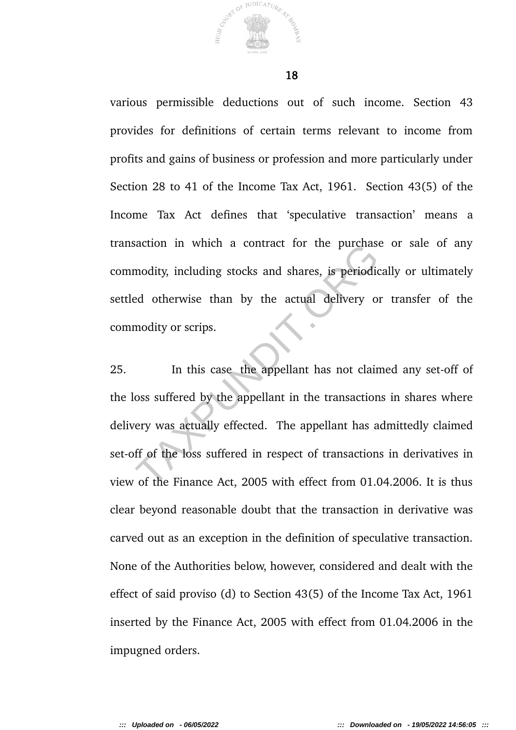various permissible deductions out of such income. Section 43 provides for definitions of certain terms relevant to income from profits and gains of business or profession and more particularly under Section 28 to 41 of the Income Tax Act, 1961. Section 43(5) of the Income Tax Act defines that 'speculative transaction' means a transaction in which a contract for the purchase or sale of any commodity, including stocks and shares, is periodically or ultimately settled otherwise than by the actual delivery or transfer of the commodity or scrips.

25. In this case the appellant has not claimed any set-off of the loss suffered by the appellant in the transactions in shares where delivery was actually effected. The appellant has admittedly claimed set-off of the loss suffered in respect of transactions in derivatives in view of the Finance Act, 2005 with effect from 01.04.2006. It is thus clear beyond reasonable doubt that the transaction in derivative was carved out as an exception in the definition of speculative transaction. None of the Authorities below, however, considered and dealt with the effect of said proviso (d) to Section 43(5) of the Income Tax Act, 1961 inserted by the Finance Act, 2005 with effect from 01.04.2006 in the impugned orders.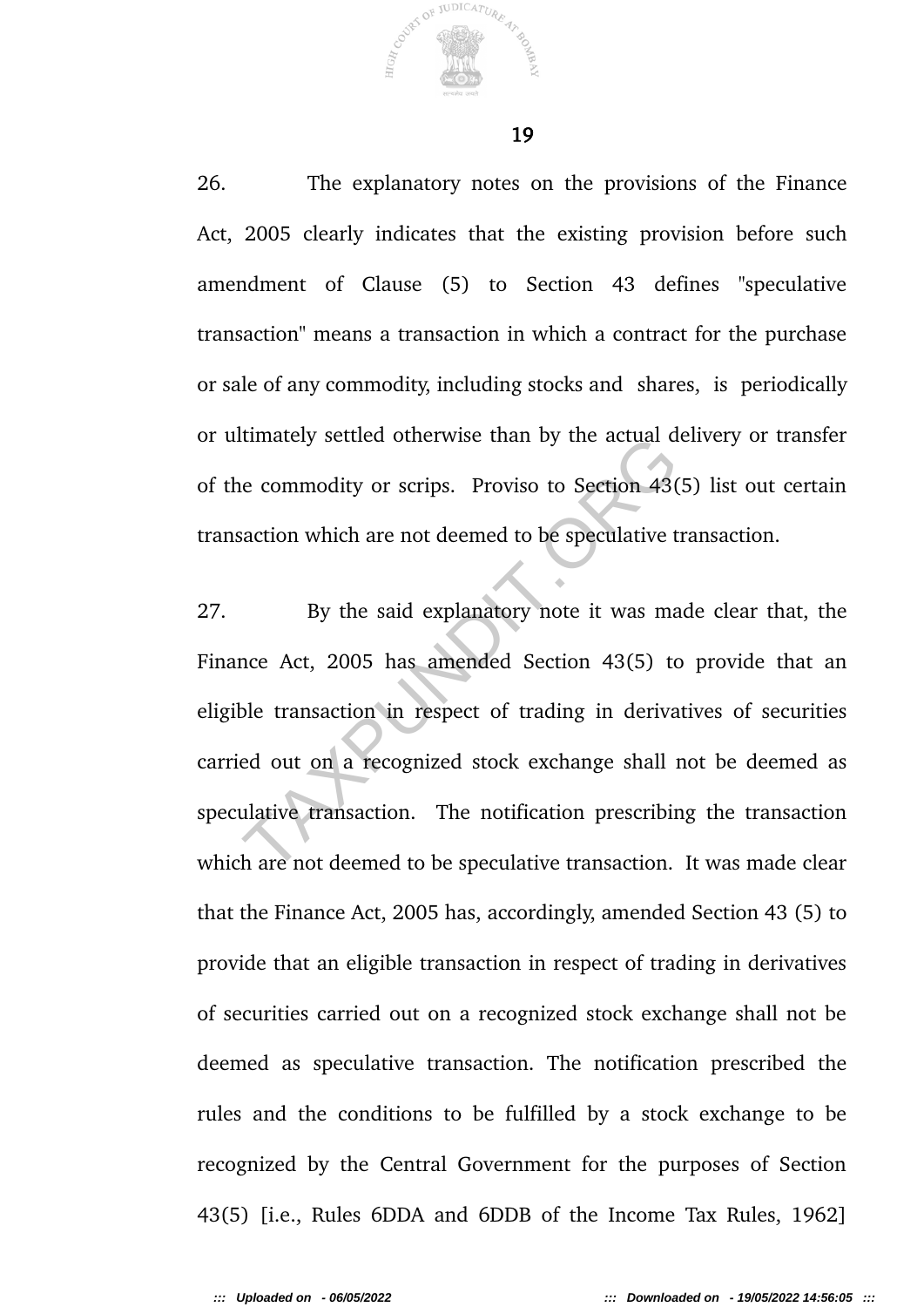26. The explanatory notes on the provisions of the Finance Act, 2005 clearly indicates that the existing provision before such amendment of Clause (5) to Section 43 defines "speculative transaction" means a transaction in which a contract for the purchase or sale of any commodity, including stocks and shares, is periodically or ultimately settled otherwise than by the actual delivery or transfer of the commodity or scrips. Proviso to Section 43(5) list out certain transaction which are not deemed to be speculative transaction.

27. By the said explanatory note it was made clear that, the Finance Act, 2005 has amended Section 43(5) to provide that an eligible transaction in respect of trading in derivatives of securities carried out on a recognized stock exchange shall not be deemed as speculative transaction. The notification prescribing the transaction which are not deemed to be speculative transaction. It was made clear that the Finance Act, 2005 has, accordingly, amended Section 43 (5) to provide that an eligible transaction in respect of trading in derivatives of securities carried out on a recognized stock exchange shall not be deemed as speculative transaction. The notification prescribed the rules and the conditions to be fulfilled by a stock exchange to be recognized by the Central Government for the purposes of Section 43(5) [i.e., Rules 6DDA and 6DDB of the Income Tax Rules, 1962]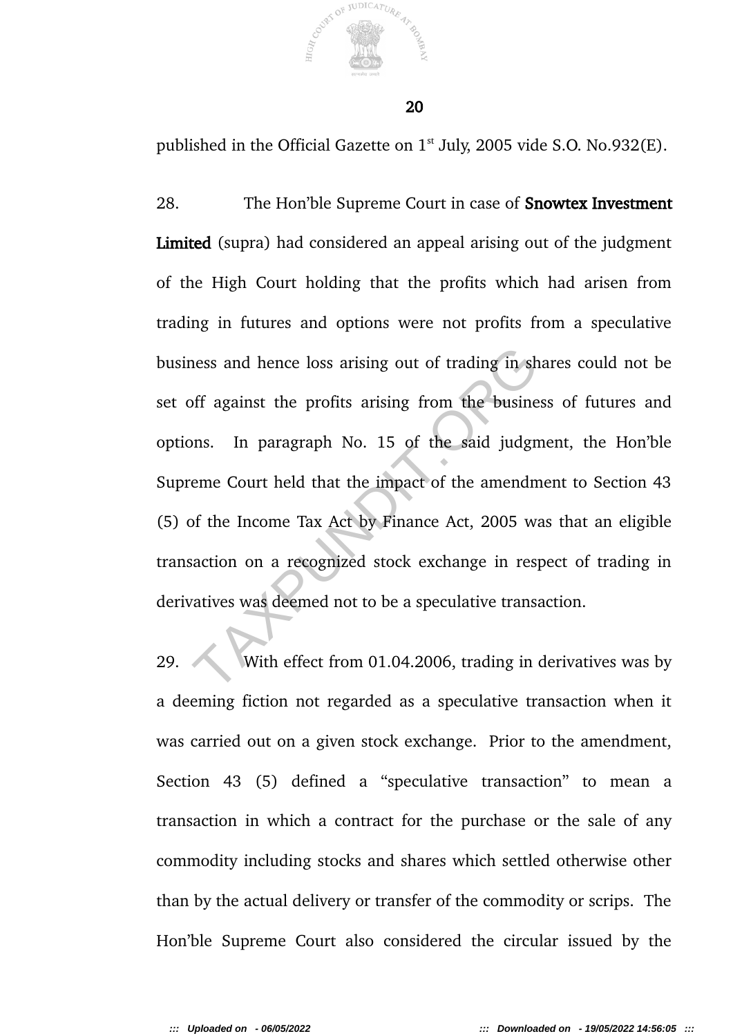published in the Official Gazette on 1st July, 2005 vide S.O. No.932(E).

28. The Hon'ble Supreme Court in case of **Snowtex Investment Limited** (supra) had considered an appeal arising out of the judgment of the High Court holding that the profits which had arisen from trading in futures and options were not profits from a speculative business and hence loss arising out of trading in shares could not be set off against the profits arising from the business of futures and options. In paragraph No. 15 of the said judgment, the Hon'ble Supreme Court held that the impact of the amendment to Section 43 (5) of the Income Tax Act by Finance Act, 2005 was that an eligible transaction on a recognized stock exchange in respect of trading in derivatives was deemed not to be a speculative transaction.

29. With effect from 01.04.2006, trading in derivatives was by a deeming fiction not regarded as a speculative transaction when it was carried out on a given stock exchange. Prior to the amendment, Section 43 (5) defined a "speculative transaction" to mean a transaction in which a contract for the purchase or the sale of any commodity including stocks and shares which settled otherwise other than by the actual delivery or transfer of the commodity or scrips. The Hon'ble Supreme Court also considered the circular issued by the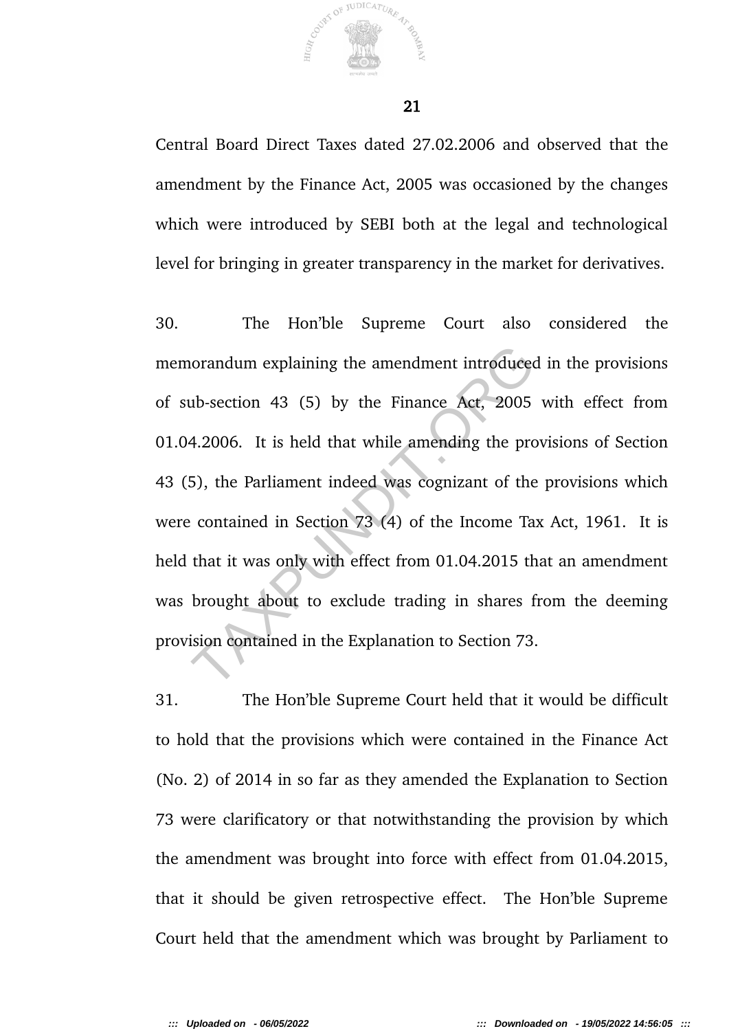Central Board Direct Taxes dated 27.02.2006 and observed that the amendment by the Finance Act, 2005 was occasioned by the changes which were introduced by SEBI both at the legal and technological level for bringing in greater transparency in the market for derivatives.

30. The Hon'ble Supreme Court also considered the memorandum explaining the amendment introduced in the provisions of sub-section 43 (5) by the Finance Act, 2005 with effect from 01.04.2006. It is held that while amending the provisions of Section 43 (5), the Parliament indeed was cognizant of the provisions which were contained in Section 73 (4) of the Income Tax Act, 1961. It is held that it was only with effect from 01.04.2015 that an amendment was brought about to exclude trading in shares from the deeming provision contained in the Explanation to Section 73.

31. The Hon'ble Supreme Court held that it would be difficult to hold that the provisions which were contained in the Finance Act (No. 2) of 2014 in so far as they amended the Explanation to Section 73 were clarificatory or that notwithstanding the provision by which the amendment was brought into force with effect from 01.04.2015, that it should be given retrospective effect. The Hon'ble Supreme Court held that the amendment which was brought by Parliament to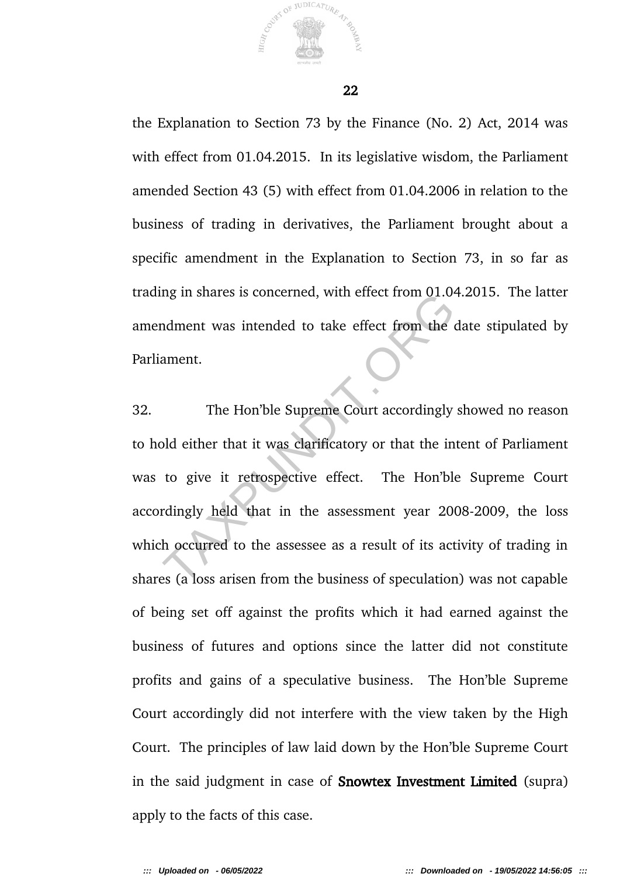the Explanation to Section 73 by the Finance (No. 2) Act, 2014 was with effect from 01.04.2015. In its legislative wisdom, the Parliament amended Section 43 (5) with effect from 01.04.2006 in relation to the business of trading in derivatives, the Parliament brought about a specific amendment in the Explanation to Section 73, in so far as trading in shares is concerned, with effect from 01.04.2015. The latter amendment was intended to take effect from the date stipulated by Parliament.

32. The Hon'ble Supreme Court accordingly showed no reason to hold either that it was clarificatory or that the intent of Parliament was to give it retrospective effect. The Hon'ble Supreme Court accordingly held that in the assessment year 2008-2009, the loss which occurred to the assessee as a result of its activity of trading in shares (a loss arisen from the business of speculation) was not capable of being set off against the profits which it had earned against the business of futures and options since the latter did not constitute profits and gains of a speculative business. The Hon'ble Supreme Court accordingly did not interfere with the view taken by the High Court. The principles of law laid down by the Hon'ble Supreme Court in the said judgment in case of **Snowtex Investment Limited** (supra) apply to the facts of this case.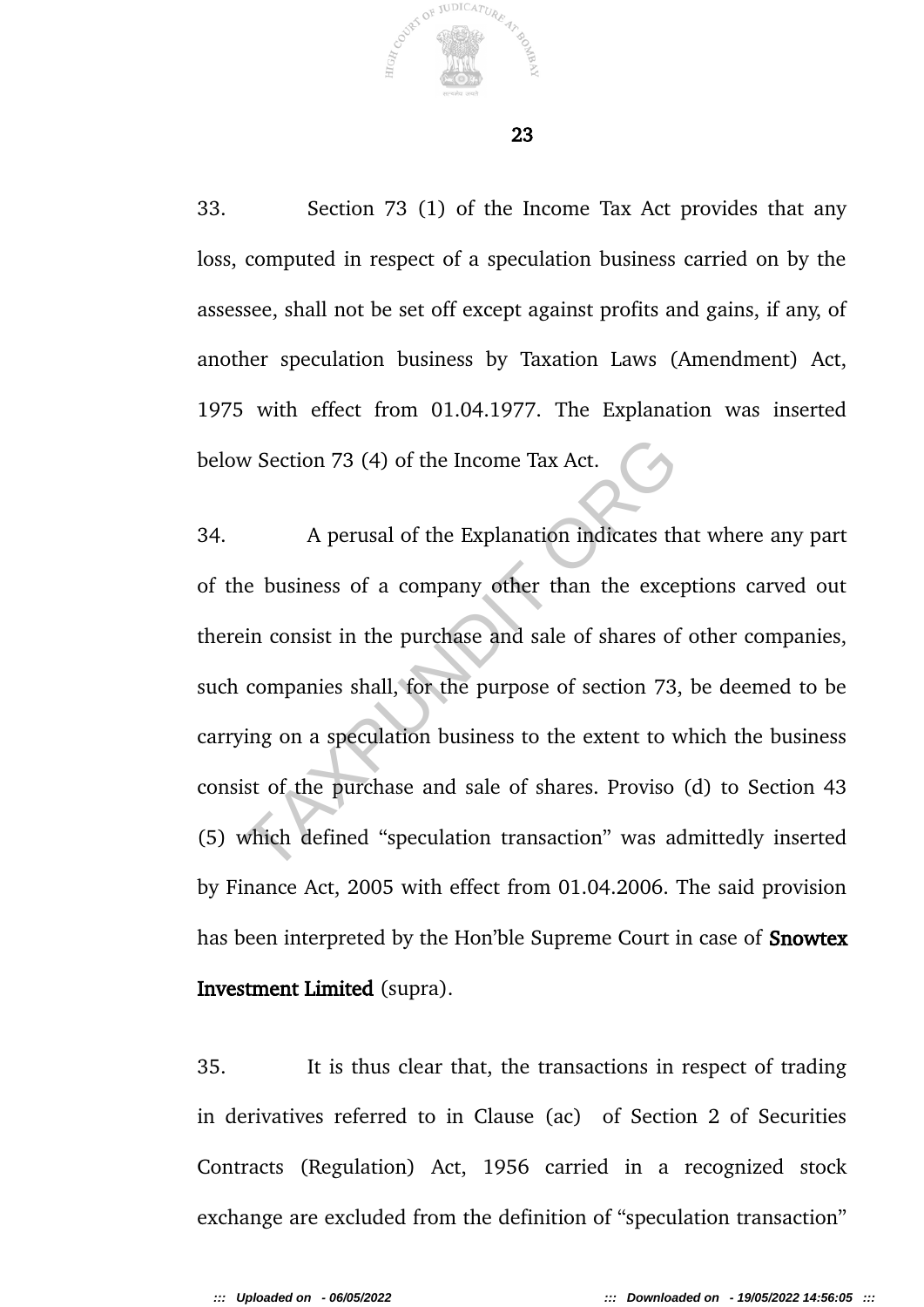33. Section 73 (1) of the Income Tax Act provides that any loss, computed in respect of a speculation business carried on by the assessee, shall not be set off except against profits and gains, if any, of another speculation business by Taxation Laws (Amendment) Act, 1975 with effect from 01.04.1977. The Explanation was inserted below Section 73 (4) of the Income Tax Act.

34. A perusal of the Explanation indicates that where any part of the business of a company other than the exceptions carved out therein consist in the purchase and sale of shares of other companies, such companies shall, for the purpose of section 73, be deemed to be carrying on a speculation business to the extent to which the business consist of the purchase and sale of shares. Proviso (d) to Section 43 (5) which defined "speculation transaction" was admittedly inserted by Finance Act, 2005 with effect from 01.04.2006. The said provision has been interpreted by the Hon'ble Supreme Court in case of **Snowtex Investment Limited** (supra).

35. It is thus clear that, the transactions in respect of trading in derivatives referred to in Clause (ac) of Section 2 of Securities Contracts (Regulation) Act, 1956 carried in a recognized stock exchange are excluded from the definition of "speculation transaction"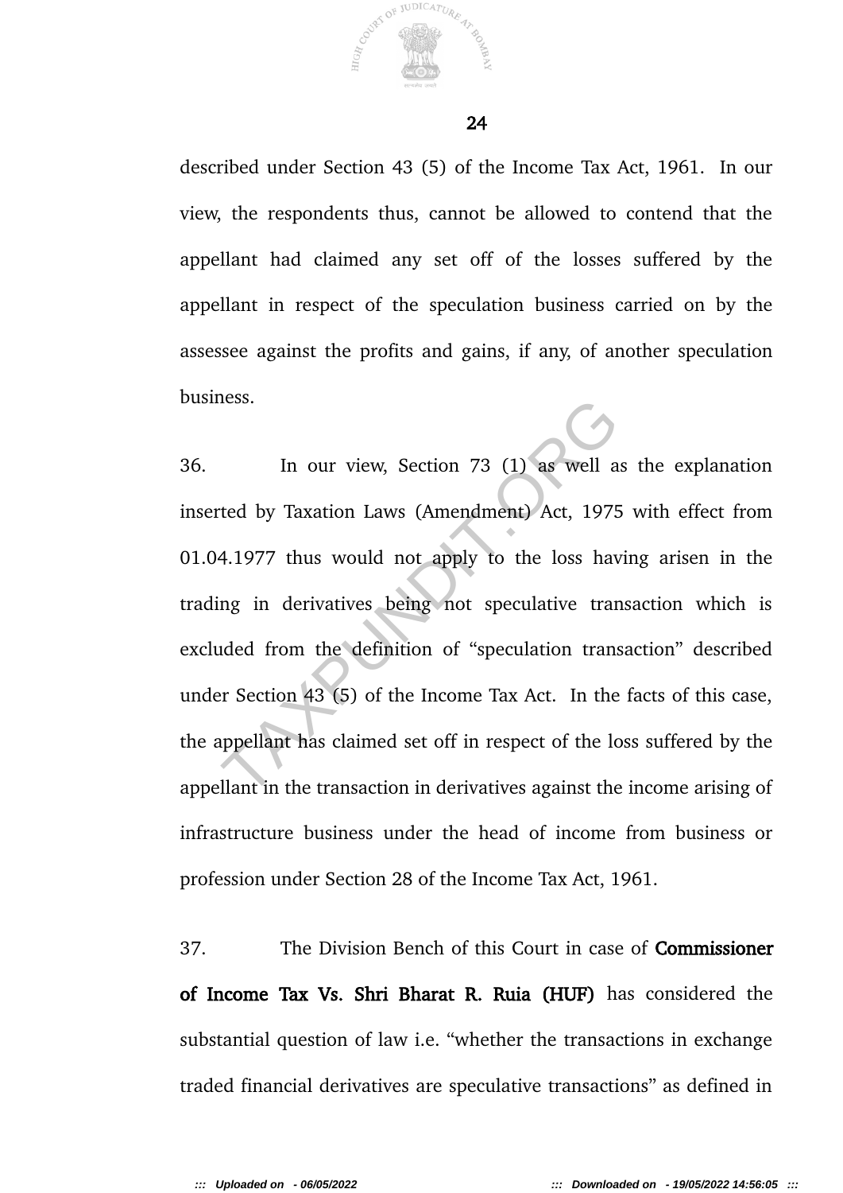described under Section 43 (5) of the Income Tax Act, 1961. In our view, the respondents thus, cannot be allowed to contend that the appellant had claimed any set off of the losses suffered by the appellant in respect of the speculation business carried on by the assessee against the profits and gains, if any, of another speculation business.

36. In our view, Section 73 (1) as well as the explanation inserted by Taxation Laws (Amendment) Act, 1975 with effect from 01.04.1977 thus would not apply to the loss having arisen in the trading in derivatives being not speculative transaction which is excluded from the definition of "speculation transaction" described under Section 43 (5) of the Income Tax Act. In the facts of this case, the appellant has claimed set off in respect of the loss suffered by the appellant in the transaction in derivatives against the income arising of infrastructure business under the head of income from business or profession under Section 28 of the Income Tax Act, 1961.

37. The Division Bench of this Court in case of **Commissioner of Income Tax Vs. Shri Bharat R. Ruia (HUF)** has considered the substantial question of law i.e. "whether the transactions in exchange traded financial derivatives are speculative transactions" as defined in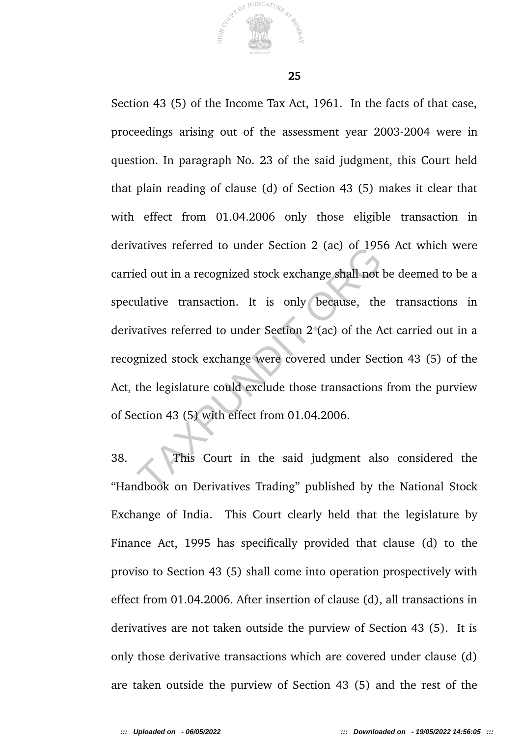Section 43 (5) of the Income Tax Act, 1961. In the facts of that case, proceedings arising out of the assessment year 2003-2004 were in question. In paragraph No. 23 of the said judgment, this Court held that plain reading of clause (d) of Section 43 (5) makes it clear that with effect from 01.04.2006 only those eligible transaction in derivatives referred to under Section 2 (ac) of 1956 Act which were carried out in a recognized stock exchange shall not be deemed to be a speculative transaction. It is only because, the transactions in derivatives referred to under Section 2 (ac) of the Act carried out in a recognized stock exchange were covered under Section 43 (5) of the Act, the legislature could exclude those transactions from the purview of Section 43 (5) with effect from 01.04.2006.

38. This Court in the said judgment also considered the "Handbook on Derivatives Trading" published by the National Stock Exchange of India. This Court clearly held that the legislature by Finance Act, 1995 has specifically provided that clause (d) to the proviso to Section 43 (5) shall come into operation prospectively with effect from 01.04.2006. After insertion of clause (d), all transactions in derivatives are not taken outside the purview of Section 43 (5). It is only those derivative transactions which are covered under clause (d) are taken outside the purview of Section 43 (5) and the rest of the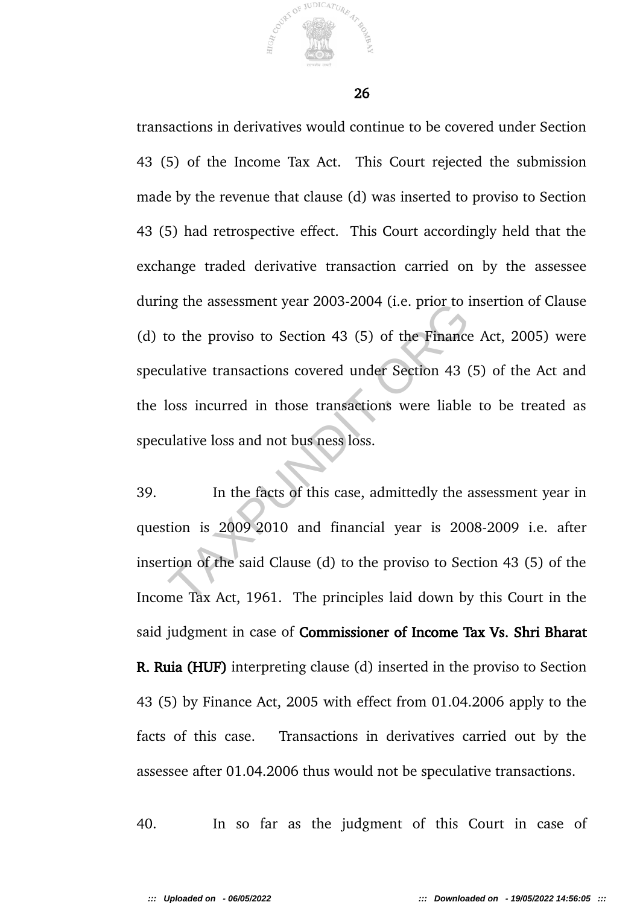transactions in derivatives would continue to be covered under Section 43 (5) of the Income Tax Act. This Court rejected the submission made by the revenue that clause (d) was inserted to proviso to Section 43 (5) had retrospective effect. This Court accordingly held that the exchange traded derivative transaction carried on by the assessee during the assessment year 2003-2004 (i.e. prior to insertion of Clause (d) to the proviso to Section 43 (5) of the Finance Act, 2005) were speculative transactions covered under Section 43 (5) of the Act and the loss incurred in those transactions were liable to be treated as speculative loss and not bus ness loss.

39. In the facts of this case, admittedly the assessment year in question is 2009 2010 and financial year is 2008-2009 i.e. after insertion of the said Clause (d) to the proviso to Section 43 (5) of the Income Tax Act, 1961. The principles laid down by this Court in the said judgment in case of **Commissioner of Income Tax Vs. Shri Bharat R. Ruia (HUF)** interpreting clause (d) inserted in the proviso to Section 43 (5) by Finance Act, 2005 with effect from 01.04.2006 apply to the facts of this case. Transactions in derivatives carried out by the assessee after 01.04.2006 thus would not be speculative transactions.

40. In so far as the judgment of this Court in case of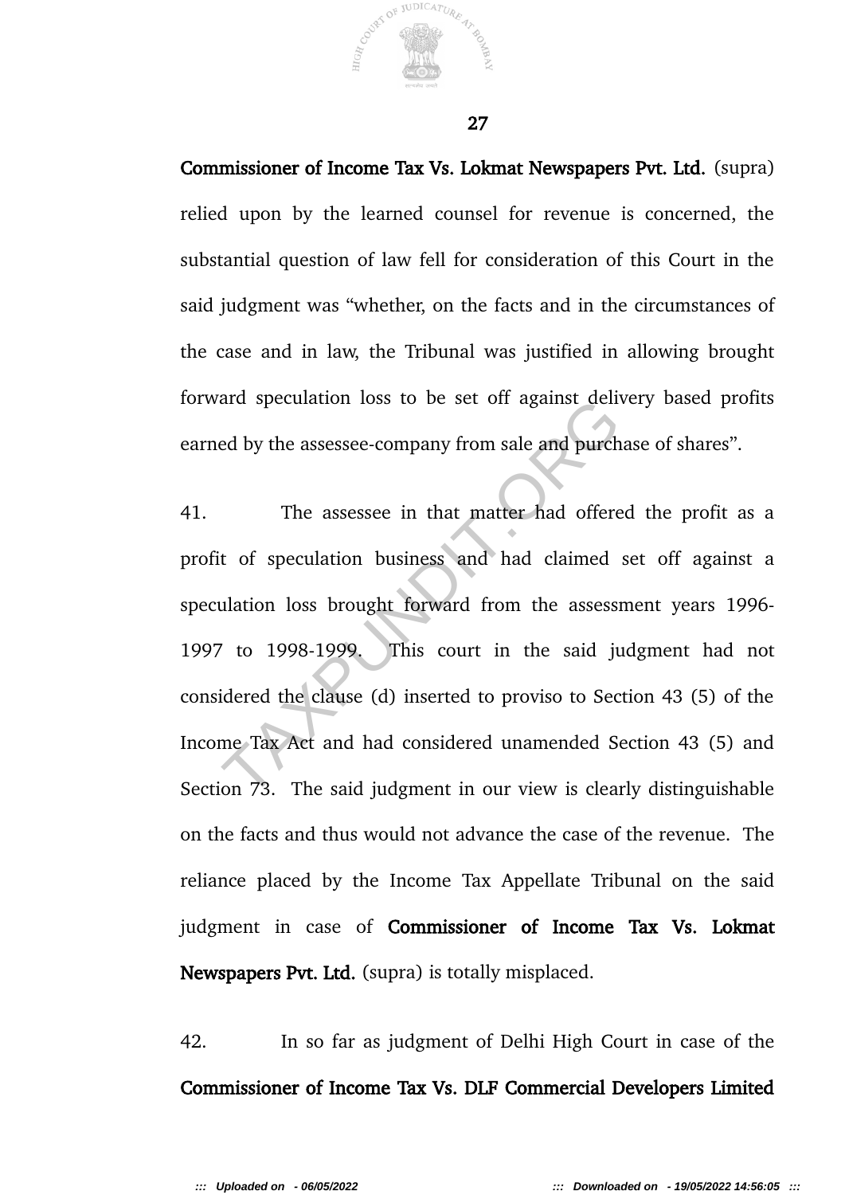**Commissioner of Income Tax Vs. Lokmat Newspapers Pvt. Ltd.** (supra) relied upon by the learned counsel for revenue is concerned, the substantial question of law fell for consideration of this Court in the said judgment was "whether, on the facts and in the circumstances of the case and in law, the Tribunal was justified in allowing brought forward speculation loss to be set off against delivery based profits earned by the assessee-company from sale and purchase of shares".

41. The assessee in that matter had offered the profit as a profit of speculation business and had claimed set off against a speculation loss brought forward from the assessment years 1996-1997 to 1998-1999. This court in the said judgment had not considered the clause (d) inserted to proviso to Section 43 (5) of the Income Tax Act and had considered unamended Section 43 (5) and Section 73. The said judgment in our view is clearly distinguishable on the facts and thus would not advance the case of the revenue. The reliance placed by the Income Tax Appellate Tribunal on the said judgment in case of **Commissioner of Income Tax Vs. Lokmat Newspapers Pvt. Ltd.** (supra) is totally misplaced.

42. In so far as judgment of Delhi High Court in case of the **Commissioner of Income Tax Vs. DLF Commercial Developers Limited**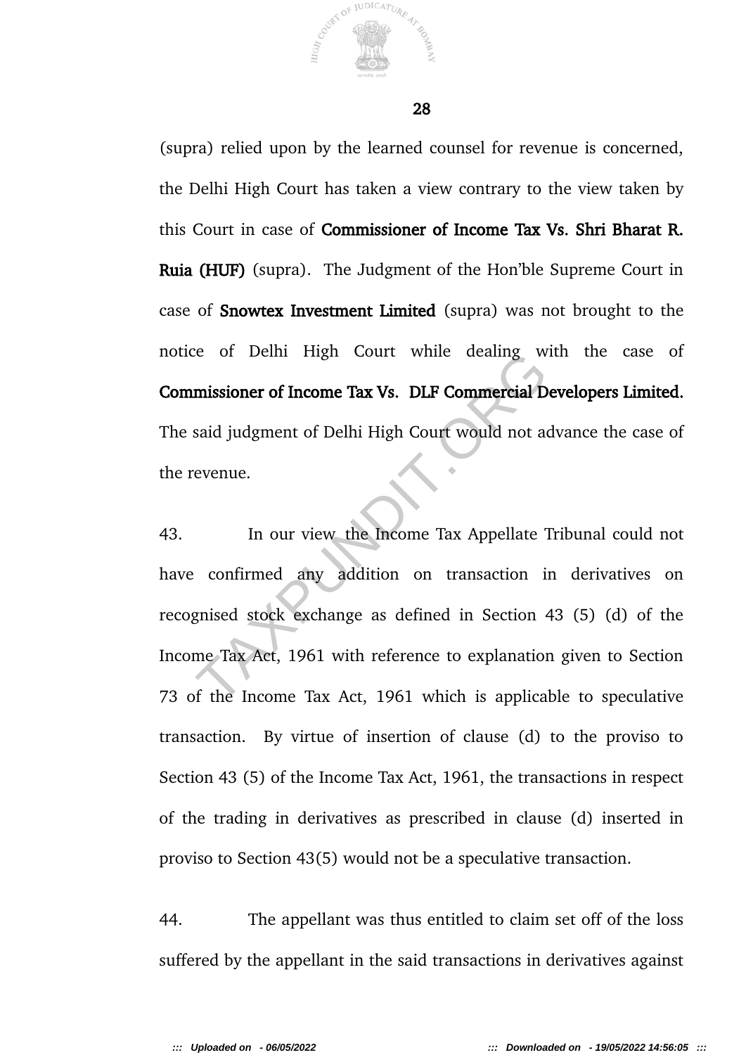(supra) relied upon by the learned counsel for revenue is concerned, the Delhi High Court has taken a view contrary to the view taken by this Court in case of **Commissioner of Income Tax Vs. Shri Bharat R. Ruia (HUF)** (supra). The Judgment of the Hon'ble Supreme Court in case of **Snowtex Investment Limited** (supra) was not brought to the notice of Delhi High Court while dealing with the case of **Commissioner of Income Tax Vs. DLF Commercial Developers Limited.** The said judgment of Delhi High Court would not advance the case of the revenue.

43. In our view the Income Tax Appellate Tribunal could not have confirmed any addition on transaction in derivatives on recognised stock exchange as defined in Section 43 (5) (d) of the Income Tax Act, 1961 with reference to explanation given to Section 73 of the Income Tax Act, 1961 which is applicable to speculative transaction. By virtue of insertion of clause (d) to the proviso to Section 43 (5) of the Income Tax Act, 1961, the transactions in respect of the trading in derivatives as prescribed in clause (d) inserted in proviso to Section 43(5) would not be a speculative transaction.

44. The appellant was thus entitled to claim set off of the loss suffered by the appellant in the said transactions in derivatives against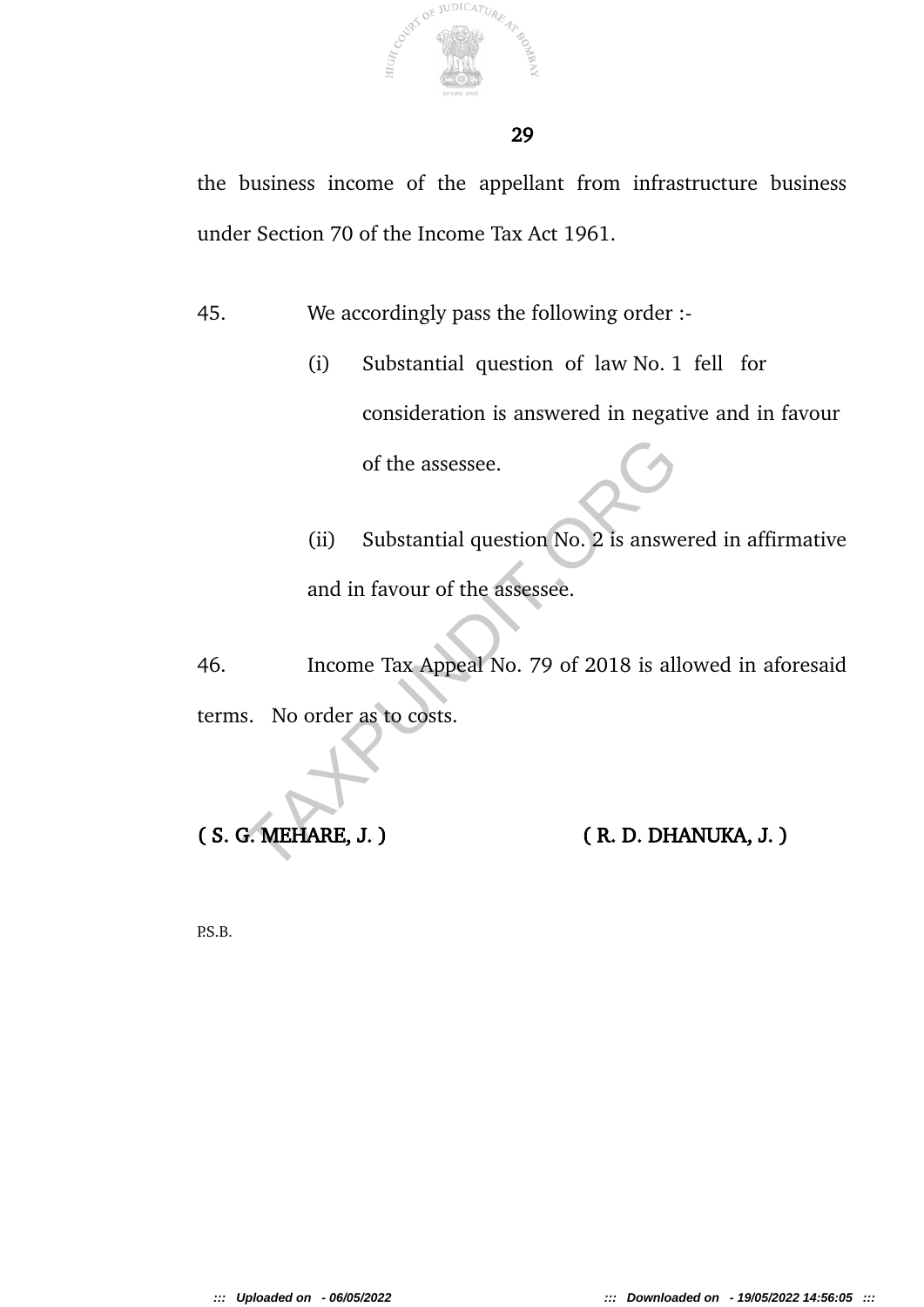the business income of the appellant from infrastructure business under Section 70 of the Income Tax Act 1961.

45. We accordingly pass the following order :-

(i) Substantial question of law No. 1 fell for consideration is answered in negative and in favour of the assessee.

(ii) Substantial question No. 2 is answered in affirmative and in favour of the assessee.

46. Income Tax Appeal No. 79 of 2018 is allowed in aforesaid terms. No order as to costs.

( S. G. MEHARE, J. ) ( R. D. DHANUKA, J. )

P.S.B.